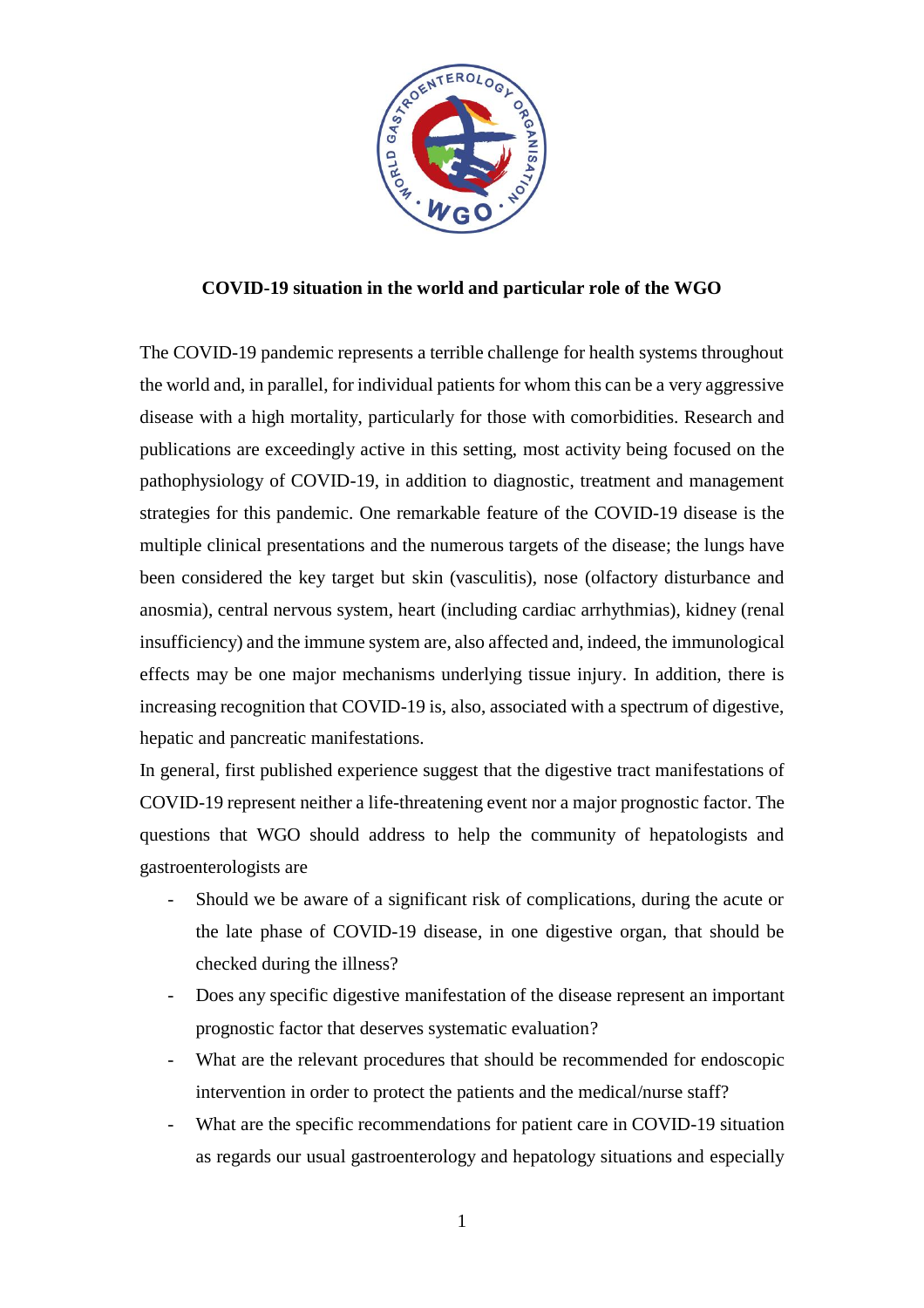## COVID-19 situation in the world and particular role of the WGO

The COVID-19 pandemic represents a terrible challenge for health systems throughout the world and, in parallel, for individual patients for whom this can be a very aggressive disease with a high mortality, particularly for those with comorbidities. Research and publications are exceedingly active in this setting, most activity being focused on the pathophysiology of COVID-19, in addition to diagnostic, treatment and management strategies for this pandemic. One remarkable feature of the COVID-19 disease is the multiple clinical presentations and the numerous targets of the disease; the lungs have been considered the key target but skin (vasculitis), nose (olfactory disturbance and anosmia), central nervous system, heart (including cardiac arrhythmias), kidney (renal insufficiency) and the immune system are, also affected and, indeed, the immunological effects may be one major mechanisms underlying tissue injury. In addition, there is increasing recognition that COVID-19 is, also, associated with a spectrum of digestive, hepatic and pancreatic manifestations.

In general, first published experience suggest that the digestive tract manifestations of COVID-19 represent neither a life-threatening event nor a major prognostic factor. The questions that WGO should address to help the community of hepatologists and gastroenterologists are

- Should we be aware of a significant risk of complications, during the acute or the late phase of COVID-19 disease, in one digestive organ, that should be checked during the illness?
- Does any specific digestive manifestation of the disease represent an important prognostic factor that deserves systematic evaluation?
- What are the relevant procedures that should be recommended for endoscopic intervention in order to protect the patients and the medical/nurse staff?
- What are the specific recommendations for patient care in COVID-19 situation as regards our usual gastroenterology and hepatology situations and especially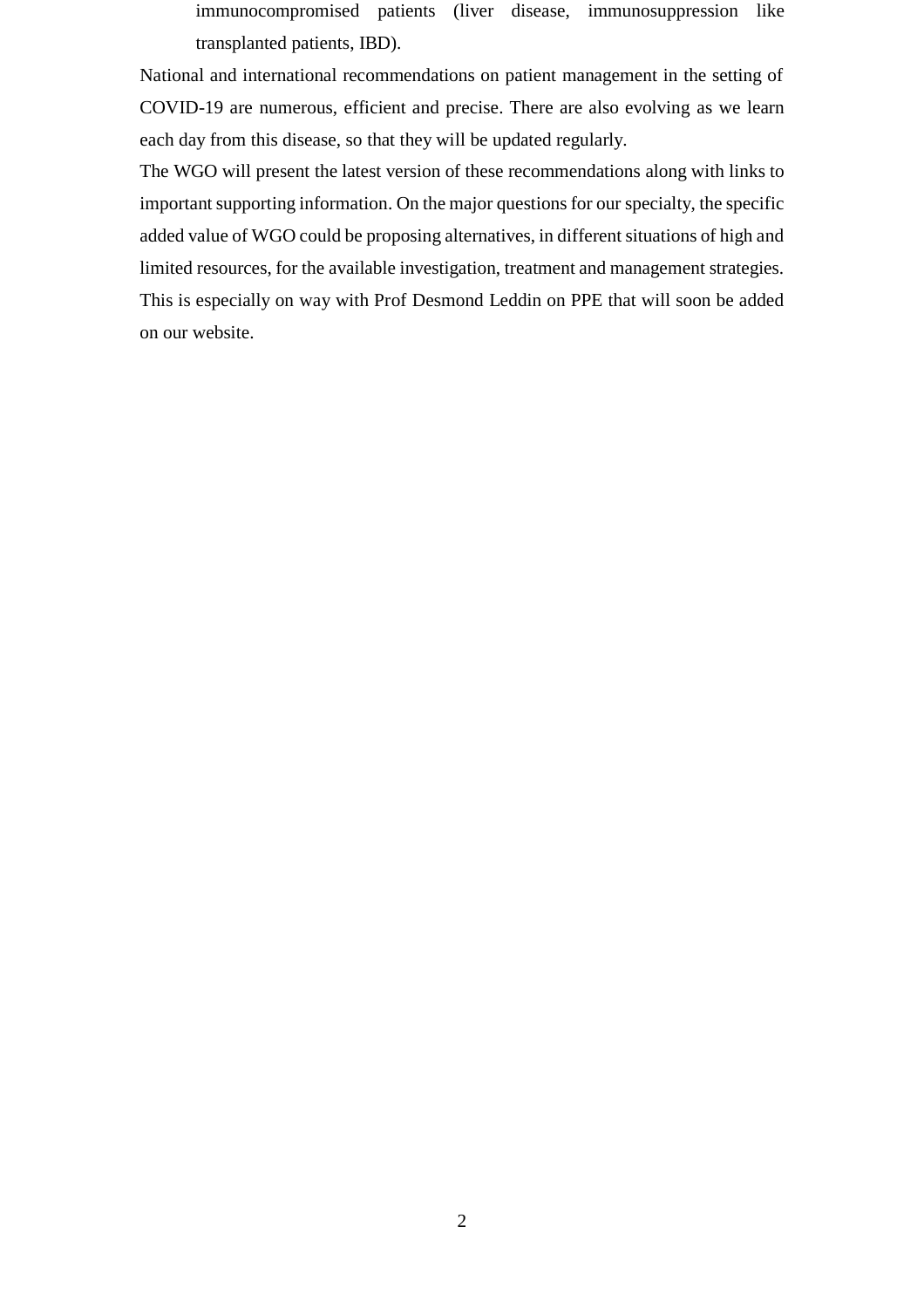immunocompromised patients (liver disease, immunosuppression like transplanted patients, IBD).

National and international recommendations on patient management in the setting of COVID-19 are numerous, efficient and precise. There are also evolving as we learn each day from this disease, so that they will be updated regularly.

The WGO will present the latest version of these recommendations along with links to important supporting information. On the major questions for our specialty, the specific added value of WGO could be proposing alternatives, in different situations of high and limited resources, for the available investigation, treatment and management strategies. This is especially on way with Prof Desmond Leddin on PPE that will soon be added on our website.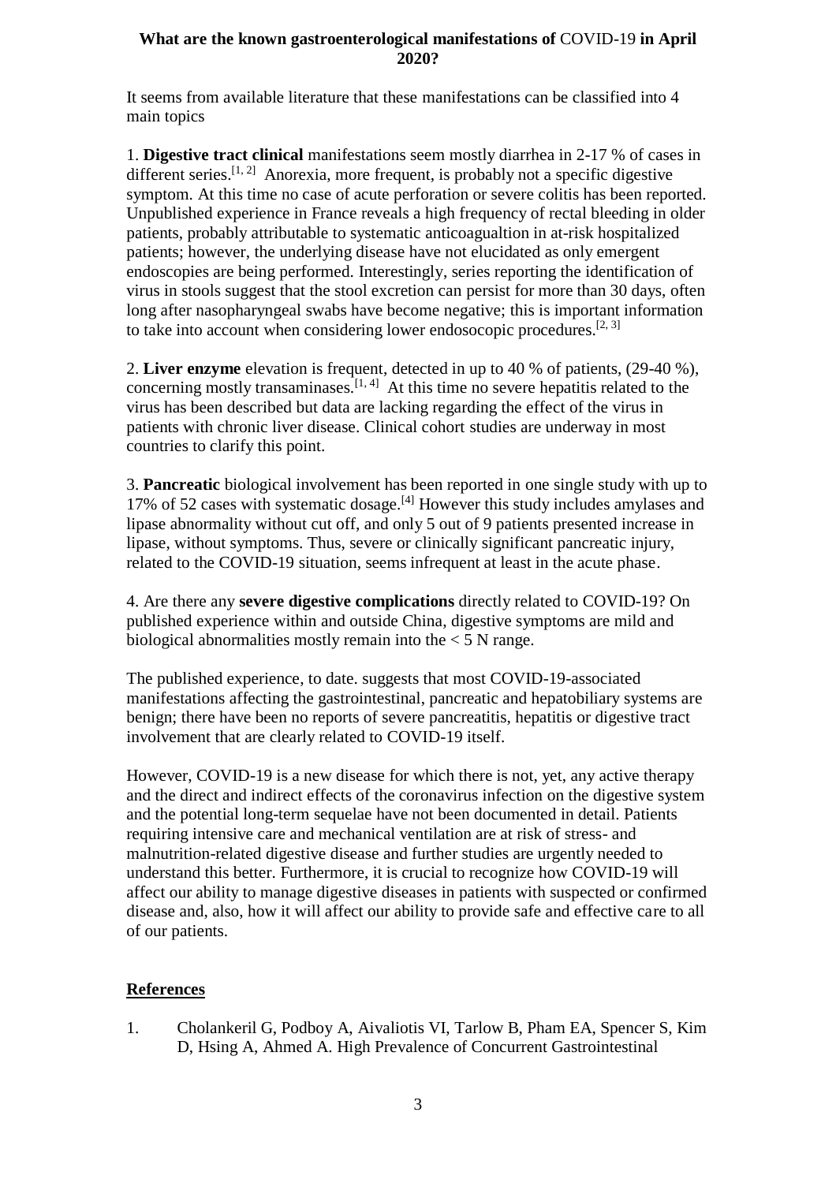**What are the known gastroenterological manifestations of** COVID-19 **in April 2020?**

It seems from available literature that these manifestations can be classified into 4 main topics

1. **Digestive tract clinical** manifestations seem mostly diarrhea in 2-17 % of cases in different series.[1, 2] Anorexia, more frequent, is probably not a specific digestive symptom. At this time no case of acute perforation or severe colitis has been reported. Unpublished experience in France reveals a high frequency of rectal bleeding in older patients, probably attributable to systematic anticoagualtion in at-risk hospitalized patients; however, the underlying disease have not elucidated as only emergent endoscopies are being performed. Interestingly, series reporting the identification of virus in stools suggest that the stool excretion can persist for more than 30 days, often long after nasopharyngeal swabs have become negative; this is important information to take into account when considering lower endosocopic procedures.[2, 3]

2. **Liver enzyme** elevation is frequent, detected in up to 40 % of patients, (29-40 %), concerning mostly transaminases.[1, 4] At this time no severe hepatitis related to the virus has been described but data are lacking regarding the effect of the virus in patients with chronic liver disease. Clinical cohort studies are underway in most countries to clarify this point.

3. **Pancreatic** biological involvement has been reported in one single study with up to 17% of 52 cases with systematic dosage.[4] However this study includes amylases and lipase abnormality without cut off, and only 5 out of 9 patients presented increase in lipase, without symptoms. Thus, severe or clinically significant pancreatic injury, related to the COVID-19 situation, seems infrequent at least in the acute phase.

4. Are there any **severe digestive complications** directly related to COVID-19? On published experience within and outside China, digestive symptoms are mild and biological abnormalities mostly remain into the < 5 N range.

The published experience, to date. suggests that most COVID-19-associated manifestations affecting the gastrointestinal, pancreatic and hepatobiliary systems are benign; there have been no reports of severe pancreatitis, hepatitis or digestive tract involvement that are clearly related to COVID-19 itself.

However, COVID-19 is a new disease for which there is not, yet, any active therapy and the direct and indirect effects of the coronavirus infection on the digestive system and the potential long-term sequelae have not been documented in detail. Patients requiring intensive care and mechanical ventilation are at risk of stress- and malnutrition-related digestive disease and further studies are urgently needed to understand this better. Furthermore, it is crucial to recognize how COVID-19 will affect our ability to manage digestive diseases in patients with suspected or confirmed disease and, also, how it will affect our ability to provide safe and effective care to all of our patients.

## References

1. Cholankeril G, Podboy A, Aivaliotis VI, Tarlow B, Pham EA, Spencer S, Kim D, Hsing A, Ahmed A. High Prevalence of Concurrent Gastrointestinal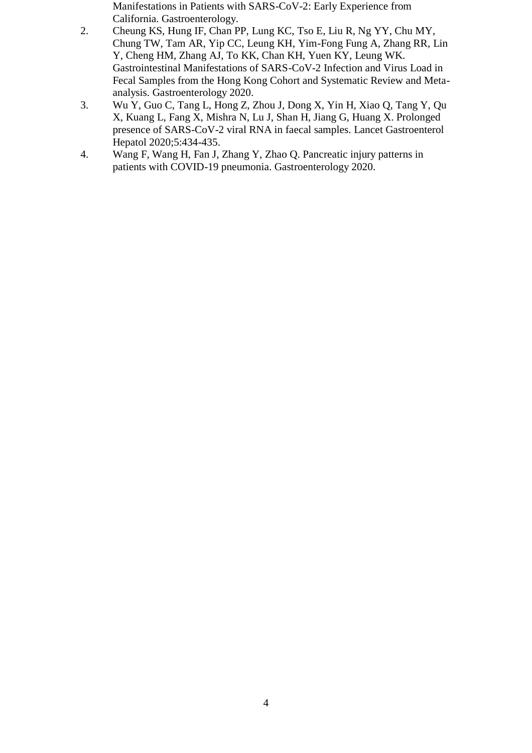Manifestations in Patients with SARS-CoV-2: Early Experience from California. Gastroenterology.

2. Cheung KS, Hung IF, Chan PP, Lung KC, Tso E, Liu R, Ng YY, Chu MY, Chung TW, Tam AR, Yip CC, Leung KH, Yim-Fong Fung A, Zhang RR, Lin Y, Cheng HM, Zhang AJ, To KK, Chan KH, Yuen KY, Leung WK. Gastrointestinal Manifestations of SARS-CoV-2 Infection and Virus Load in Fecal Samples from the Hong Kong Cohort and Systematic Review and Meta-analysis. Gastroenterology 2020.
3. Wu Y, Guo C, Tang L, Hong Z, Zhou J, Dong X, Yin H, Xiao Q, Tang Y, Qu X, Kuang L, Fang X, Mishra N, Lu J, Shan H, Jiang G, Huang X. Prolonged presence of SARS-CoV-2 viral RNA in faecal samples. Lancet Gastroenterol Hepatol 2020;5:434-435.
4. Wang F, Wang H, Fan J, Zhang Y, Zhao Q. Pancreatic injury patterns in patients with COVID-19 pneumonia. Gastroenterology 2020.